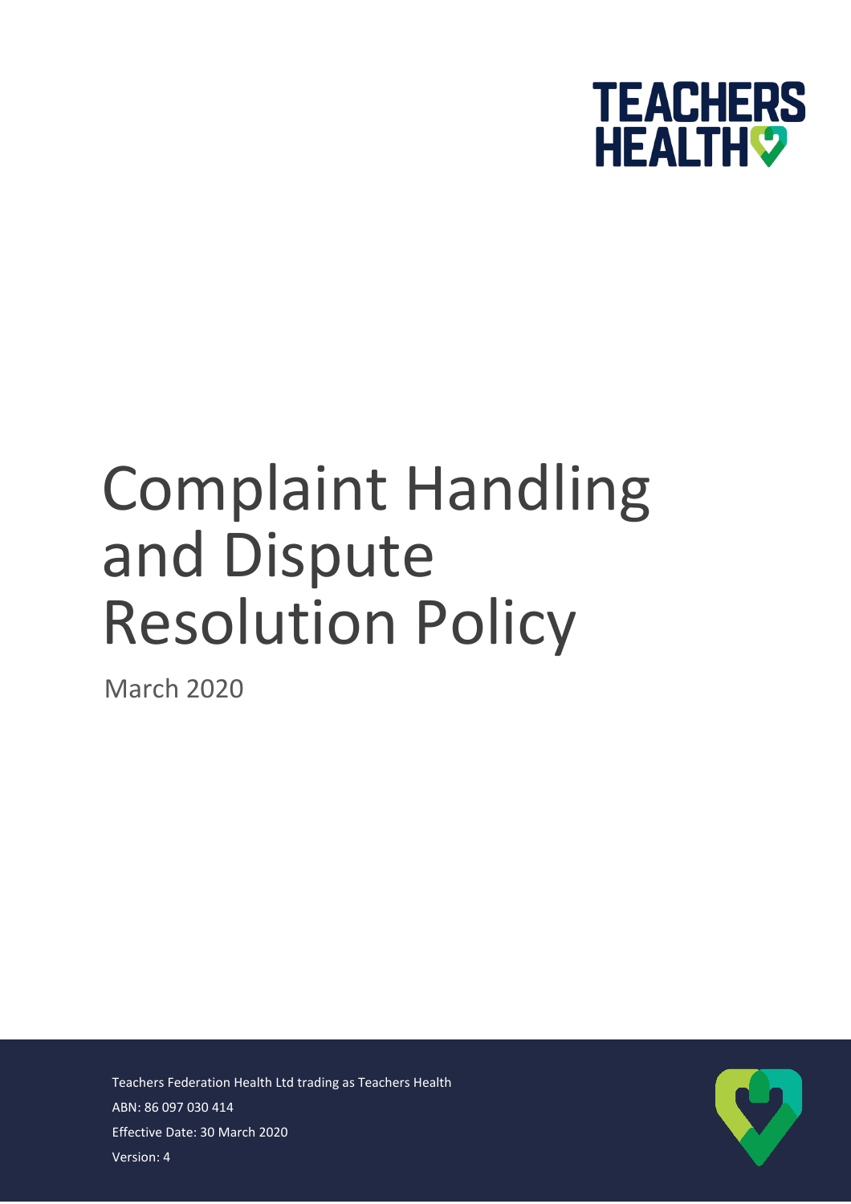TEACHERS HEALTH

# Complaint Handling and Dispute Resolution Policy

March 2020

Teachers Federation Health Ltd trading as Teachers Health

ABN: 86 097 030 414

Effective Date: 30 March 2020

Version: 4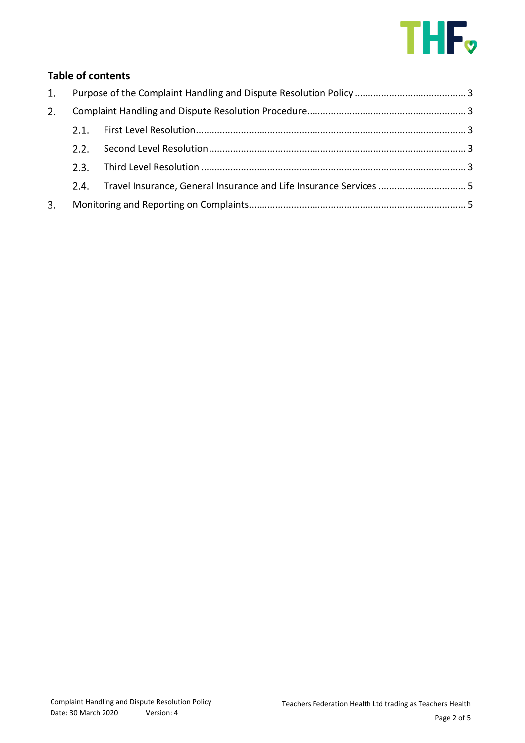## Table of contents

1. Purpose of the Complaint Handling and Dispute Resolution Policy .......................................... 3
2. Complaint Handling and Dispute Resolution Procedure............................................................ 3
    - 2.1. First Level Resolution..................................................................................................... 3
    - 2.2. Second Level Resolution ................................................................................................ 3
    - 2.3. Third Level Resolution ................................................................................................... 3
    - 2.4. Travel Insurance, General Insurance and Life Insurance Services ................................. 5
3. Monitoring and Reporting on Complaints................................................................................. 5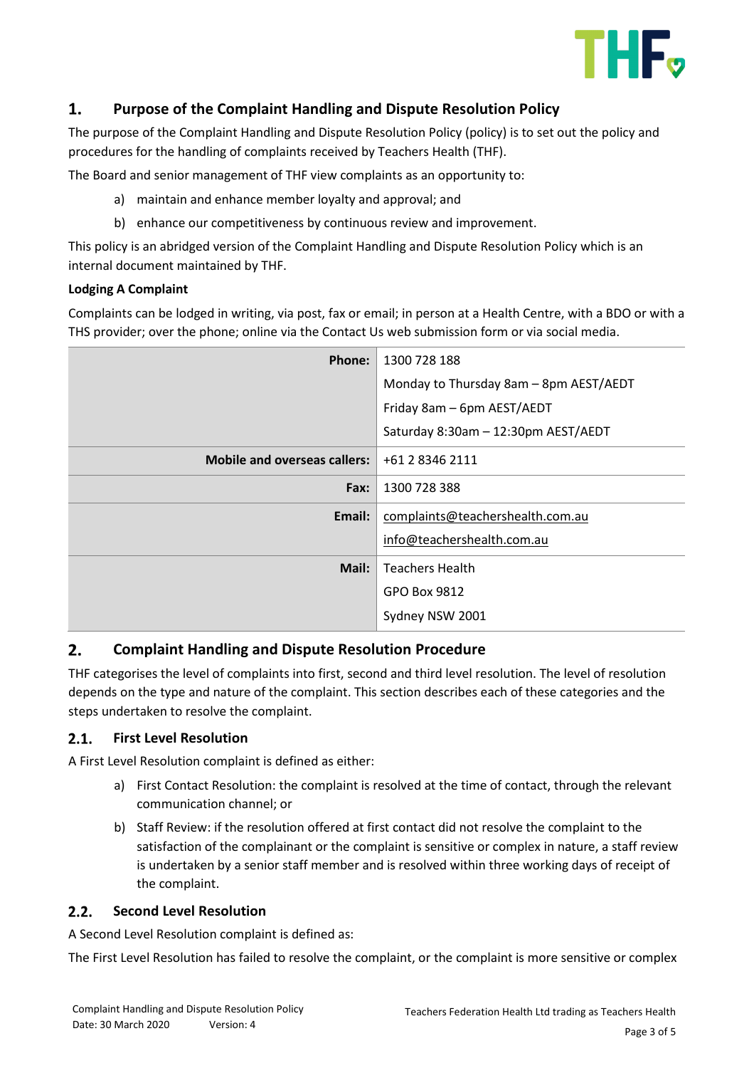## 1. Purpose of the Complaint Handling and Dispute Resolution Policy

The purpose of the Complaint Handling and Dispute Resolution Policy (policy) is to set out the policy and procedures for the handling of complaints received by Teachers Health (THF).

The Board and senior management of THF view complaints as an opportunity to:

a) maintain and enhance member loyalty and approval; and

b) enhance our competitiveness by continuous review and improvement.

This policy is an abridged version of the Complaint Handling and Dispute Resolution Policy which is an internal document maintained by THF.

**Lodging A Complaint**

Complaints can be lodged in writing, via post, fax or email; in person at a Health Centre, with a BDO or with a THS provider; over the phone; online via the Contact Us web submission form or via social media.

| | |
|---|---|
| **Phone:** | 1300 728 188<br>Monday to Thursday 8am – 8pm AEST/AEDT<br>Friday 8am – 6pm AEST/AEDT<br>Saturday 8:30am – 12:30pm AEST/AEDT |
| **Mobile and overseas callers:** | +61 2 8346 2111 |
| **Fax:** | 1300 728 388 |
| **Email:** | complaints@teachershealth.com.au<br>info@teachershealth.com.au |
| **Mail:** | Teachers Health<br>GPO Box 9812<br>Sydney NSW 2001 |

## 2. Complaint Handling and Dispute Resolution Procedure

THF categorises the level of complaints into first, second and third level resolution. The level of resolution depends on the type and nature of the complaint. This section describes each of these categories and the steps undertaken to resolve the complaint.

### 2.1. First Level Resolution

A First Level Resolution complaint is defined as either:

a) First Contact Resolution: the complaint is resolved at the time of contact, through the relevant communication channel; or

b) Staff Review: if the resolution offered at first contact did not resolve the complaint to the satisfaction of the complainant or the complaint is sensitive or complex in nature, a staff review is undertaken by a senior staff member and is resolved within three working days of receipt of the complaint.

### 2.2. Second Level Resolution

A Second Level Resolution complaint is defined as:

The First Level Resolution has failed to resolve the complaint, or the complaint is more sensitive or complex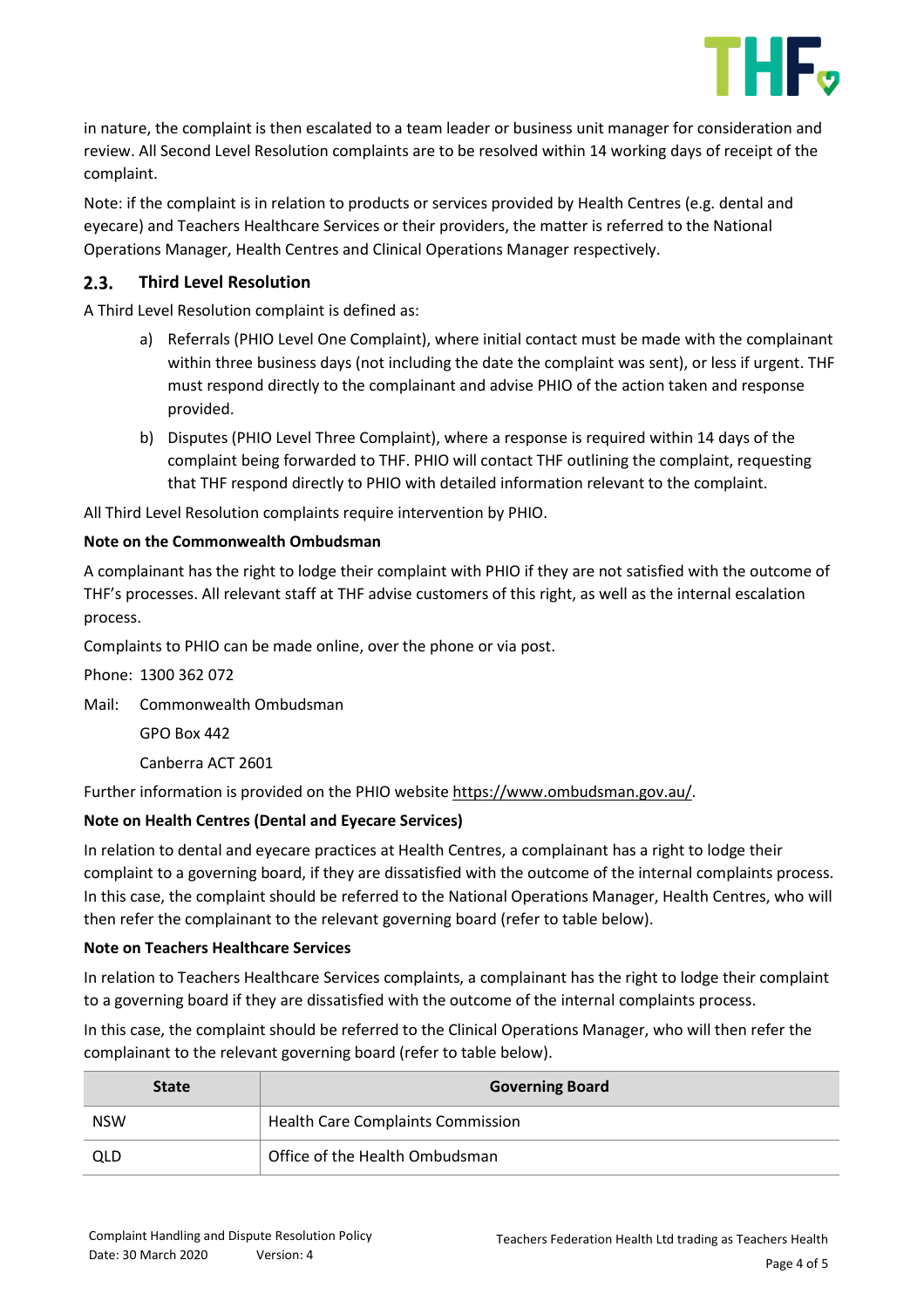in nature, the complaint is then escalated to a team leader or business unit manager for consideration and review. All Second Level Resolution complaints are to be resolved within 14 working days of receipt of the complaint.

Note: if the complaint is in relation to products or services provided by Health Centres (e.g. dental and eyecare) and Teachers Healthcare Services or their providers, the matter is referred to the National Operations Manager, Health Centres and Clinical Operations Manager respectively.

### 2.3. Third Level Resolution

A Third Level Resolution complaint is defined as:

a) Referrals (PHIO Level One Complaint), where initial contact must be made with the complainant within three business days (not including the date the complaint was sent), or less if urgent. THF must respond directly to the complainant and advise PHIO of the action taken and response provided.

b) Disputes (PHIO Level Three Complaint), where a response is required within 14 days of the complaint being forwarded to THF. PHIO will contact THF outlining the complaint, requesting that THF respond directly to PHIO with detailed information relevant to the complaint.

All Third Level Resolution complaints require intervention by PHIO.

**Note on the Commonwealth Ombudsman**

A complainant has the right to lodge their complaint with PHIO if they are not satisfied with the outcome of THF's processes. All relevant staff at THF advise customers of this right, as well as the internal escalation process.

Complaints to PHIO can be made online, over the phone or via post.

Phone: 1300 362 072

Mail: Commonwealth Ombudsman

GPO Box 442

Canberra ACT 2601

Further information is provided on the PHIO website https://www.ombudsman.gov.au/.

**Note on Health Centres (Dental and Eyecare Services)**

In relation to dental and eyecare practices at Health Centres, a complainant has a right to lodge their complaint to a governing board, if they are dissatisfied with the outcome of the internal complaints process. In this case, the complaint should be referred to the National Operations Manager, Health Centres, who will then refer the complainant to the relevant governing board (refer to table below).

**Note on Teachers Healthcare Services**

In relation to Teachers Healthcare Services complaints, a complainant has the right to lodge their complaint to a governing board if they are dissatisfied with the outcome of the internal complaints process.

In this case, the complaint should be referred to the Clinical Operations Manager, who will then refer the complainant to the relevant governing board (refer to table below).

| State | Governing Board |
| --- | --- |
| NSW | Health Care Complaints Commission |
| QLD | Office of the Health Ombudsman |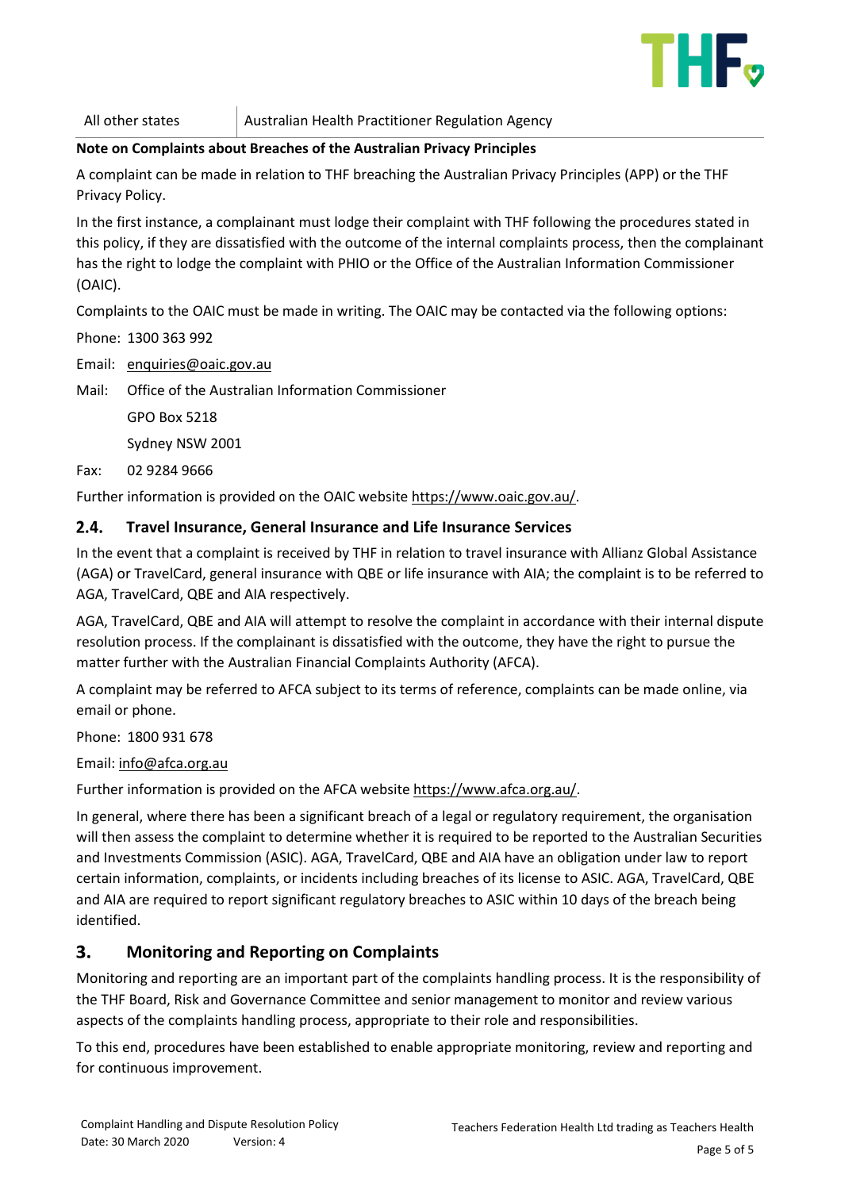| | |
|---|---|
| All other states | Australian Health Practitioner Regulation Agency |

**Note on Complaints about Breaches of the Australian Privacy Principles**

A complaint can be made in relation to THF breaching the Australian Privacy Principles (APP) or the THF Privacy Policy.

In the first instance, a complainant must lodge their complaint with THF following the procedures stated in this policy, if they are dissatisfied with the outcome of the internal complaints process, then the complainant has the right to lodge the complaint with PHIO or the Office of the Australian Information Commissioner (OAIC).

Complaints to the OAIC must be made in writing. The OAIC may be contacted via the following options:

Phone: 1300 363 992

Email: enquiries@oaic.gov.au

Mail: Office of the Australian Information Commissioner
GPO Box 5218
Sydney NSW 2001

Fax: 02 9284 9666

Further information is provided on the OAIC website https://www.oaic.gov.au/.

### 2.4. Travel Insurance, General Insurance and Life Insurance Services

In the event that a complaint is received by THF in relation to travel insurance with Allianz Global Assistance (AGA) or TravelCard, general insurance with QBE or life insurance with AIA; the complaint is to be referred to AGA, TravelCard, QBE and AIA respectively.

AGA, TravelCard, QBE and AIA will attempt to resolve the complaint in accordance with their internal dispute resolution process. If the complainant is dissatisfied with the outcome, they have the right to pursue the matter further with the Australian Financial Complaints Authority (AFCA).

A complaint may be referred to AFCA subject to its terms of reference, complaints can be made online, via email or phone.

Phone: 1800 931 678

Email: info@afca.org.au

Further information is provided on the AFCA website https://www.afca.org.au/.

In general, where there has been a significant breach of a legal or regulatory requirement, the organisation will then assess the complaint to determine whether it is required to be reported to the Australian Securities and Investments Commission (ASIC). AGA, TravelCard, QBE and AIA have an obligation under law to report certain information, complaints, or incidents including breaches of its license to ASIC. AGA, TravelCard, QBE and AIA are required to report significant regulatory breaches to ASIC within 10 days of the breach being identified.

## 3. Monitoring and Reporting on Complaints

Monitoring and reporting are an important part of the complaints handling process. It is the responsibility of the THF Board, Risk and Governance Committee and senior management to monitor and review various aspects of the complaints handling process, appropriate to their role and responsibilities.

To this end, procedures have been established to enable appropriate monitoring, review and reporting and for continuous improvement.